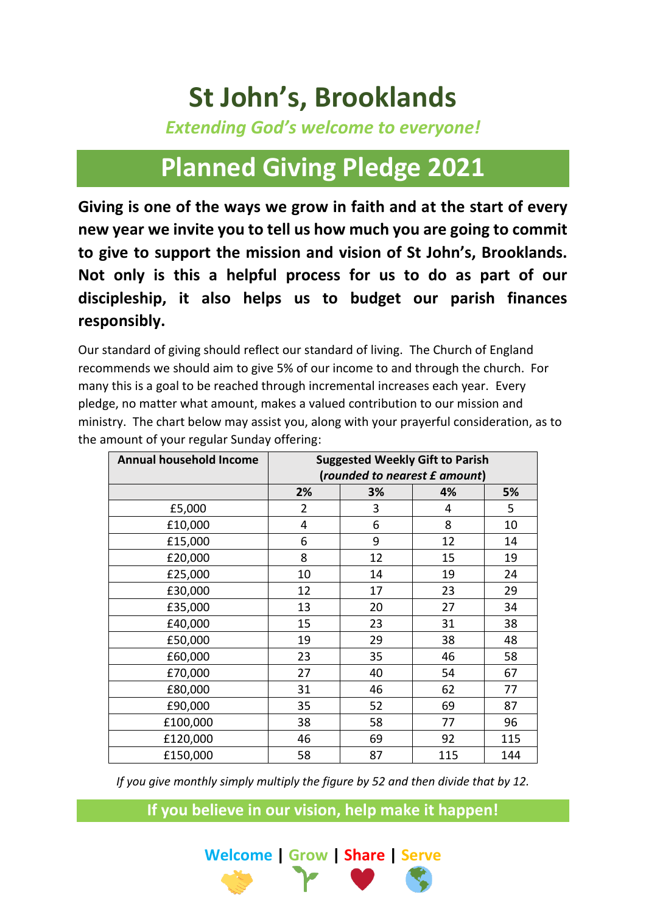# St John's, Brooklands

*Extending God's welcome to everyone!*

## Planned Giving Pledge 2021

**Giving is one of the ways we grow in faith and at the start of every new year we invite you to tell us how much you are going to commit to give to support the mission and vision of St John's, Brooklands. Not only is this a helpful process for us to do as part of our discipleship, it also helps us to budget our parish finances responsibly.**

Our standard of giving should reflect our standard of living. The Church of England recommends we should aim to give 5% of our income to and through the church. For many this is a goal to be reached through incremental increases each year. Every pledge, no matter what amount, makes a valued contribution to our mission and ministry. The chart below may assist you, along with your prayerful consideration, as to the amount of your regular Sunday offering:

| Annual household Income | Suggested Weekly Gift to Parish (*rounded to nearest £ amount*) | | | |
|---|---|---|---|---|
| | 2% | 3% | 4% | 5% |
| £5,000 | 2 | 3 | 4 | 5 |
| £10,000 | 4 | 6 | 8 | 10 |
| £15,000 | 6 | 9 | 12 | 14 |
| £20,000 | 8 | 12 | 15 | 19 |
| £25,000 | 10 | 14 | 19 | 24 |
| £30,000 | 12 | 17 | 23 | 29 |
| £35,000 | 13 | 20 | 27 | 34 |
| £40,000 | 15 | 23 | 31 | 38 |
| £50,000 | 19 | 29 | 38 | 48 |
| £60,000 | 23 | 35 | 46 | 58 |
| £70,000 | 27 | 40 | 54 | 67 |
| £80,000 | 31 | 46 | 62 | 77 |
| £90,000 | 35 | 52 | 69 | 87 |
| £100,000 | 38 | 58 | 77 | 96 |
| £120,000 | 46 | 69 | 92 | 115 |
| £150,000 | 58 | 87 | 115 | 144 |

*If you give monthly simply multiply the figure by 52 and then divide that by 12.*

**If you believe in our vision, help make it happen!**

**Welcome | Grow | Share | Serve**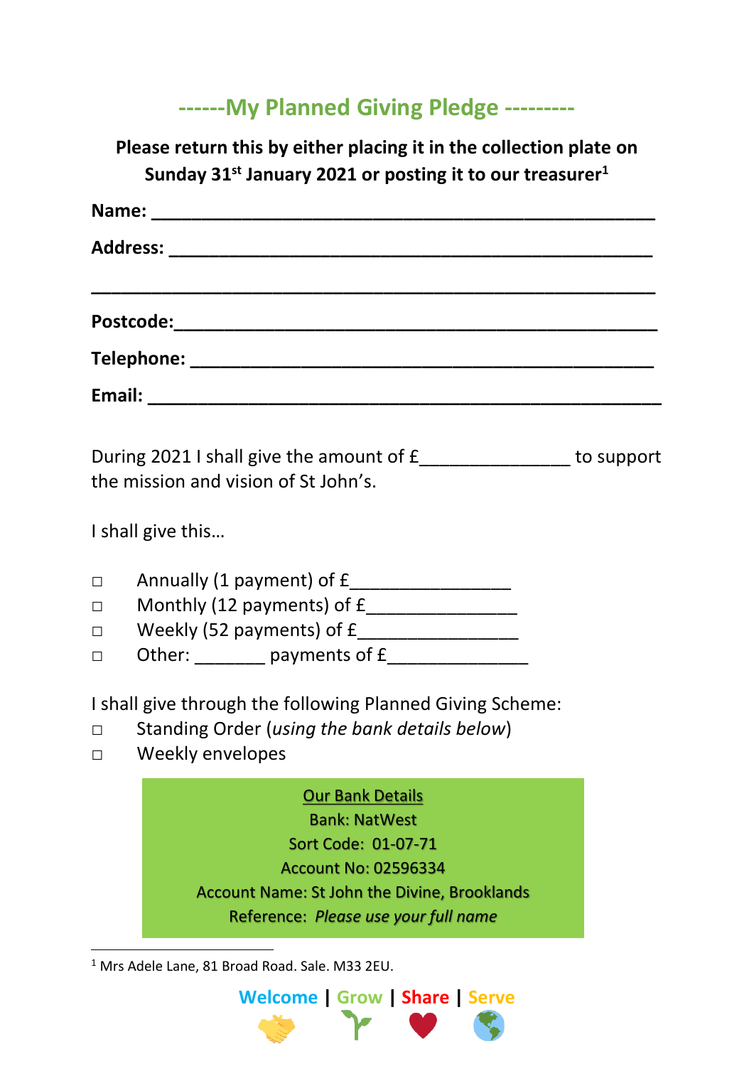## ------My Planned Giving Pledge ---------

**Please return this by either placing it in the collection plate on Sunday 31st January 2021 or posting it to our treasurer[1]**

**Name:** ______________________________________________

**Address:** ____________________________________________

______________________________________________________

**Postcode:**____________________________________________

**Telephone:** __________________________________________

**Email:** ______________________________________________

During 2021 I shall give the amount of £______________ to support the mission and vision of St John's.

I shall give this…

- ☐ Annually (1 payment) of £_______________
- ☐ Monthly (12 payments) of £______________
- ☐ Weekly (52 payments) of £_______________
- ☐ Other: _______ payments of £_____________

I shall give through the following Planned Giving Scheme:

- ☐ Standing Order (*using the bank details below*)
- ☐ Weekly envelopes

Our Bank Details
Bank: NatWest
Sort Code: 01-07-71
Account No: 02596334
Account Name: St John the Divine, Brooklands
Reference: *Please use your full name*

[1] Mrs Adele Lane, 81 Broad Road. Sale. M33 2EU.

Welcome | Grow | Share | Serve